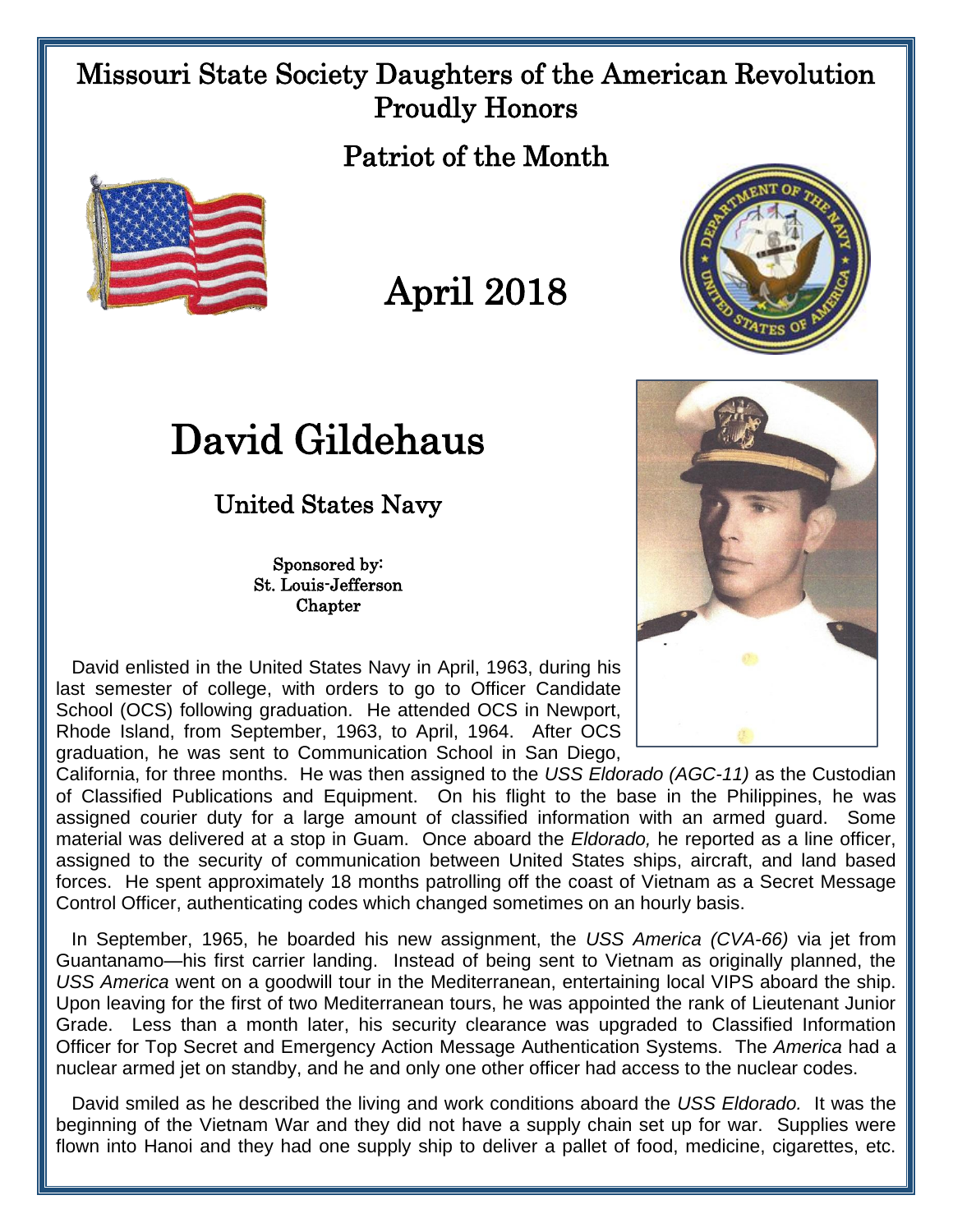# Missouri State Society Daughters of the American Revolution Proudly Honors

## Patriot of the Month

## April 2018

# David Gildehaus

## United States Navy

Sponsored by:
St. Louis-Jefferson Chapter

David enlisted in the United States Navy in April, 1963, during his last semester of college, with orders to go to Officer Candidate School (OCS) following graduation. He attended OCS in Newport, Rhode Island, from September, 1963, to April, 1964. After OCS graduation, he was sent to Communication School in San Diego, California, for three months. He was then assigned to the *USS Eldorado (AGC-11)* as the Custodian of Classified Publications and Equipment. On his flight to the base in the Philippines, he was assigned courier duty for a large amount of classified information with an armed guard. Some material was delivered at a stop in Guam. Once aboard the *Eldorado,* he reported as a line officer, assigned to the security of communication between United States ships, aircraft, and land based forces. He spent approximately 18 months patrolling off the coast of Vietnam as a Secret Message Control Officer, authenticating codes which changed sometimes on an hourly basis.

In September, 1965, he boarded his new assignment, the *USS America (CVA-66)* via jet from Guantanamo—his first carrier landing. Instead of being sent to Vietnam as originally planned, the *USS America* went on a goodwill tour in the Mediterranean, entertaining local VIPS aboard the ship. Upon leaving for the first of two Mediterranean tours, he was appointed the rank of Lieutenant Junior Grade. Less than a month later, his security clearance was upgraded to Classified Information Officer for Top Secret and Emergency Action Message Authentication Systems. The *America* had a nuclear armed jet on standby, and he and only one other officer had access to the nuclear codes.

David smiled as he described the living and work conditions aboard the *USS Eldorado.* It was the beginning of the Vietnam War and they did not have a supply chain set up for war. Supplies were flown into Hanoi and they had one supply ship to deliver a pallet of food, medicine, cigarettes, etc.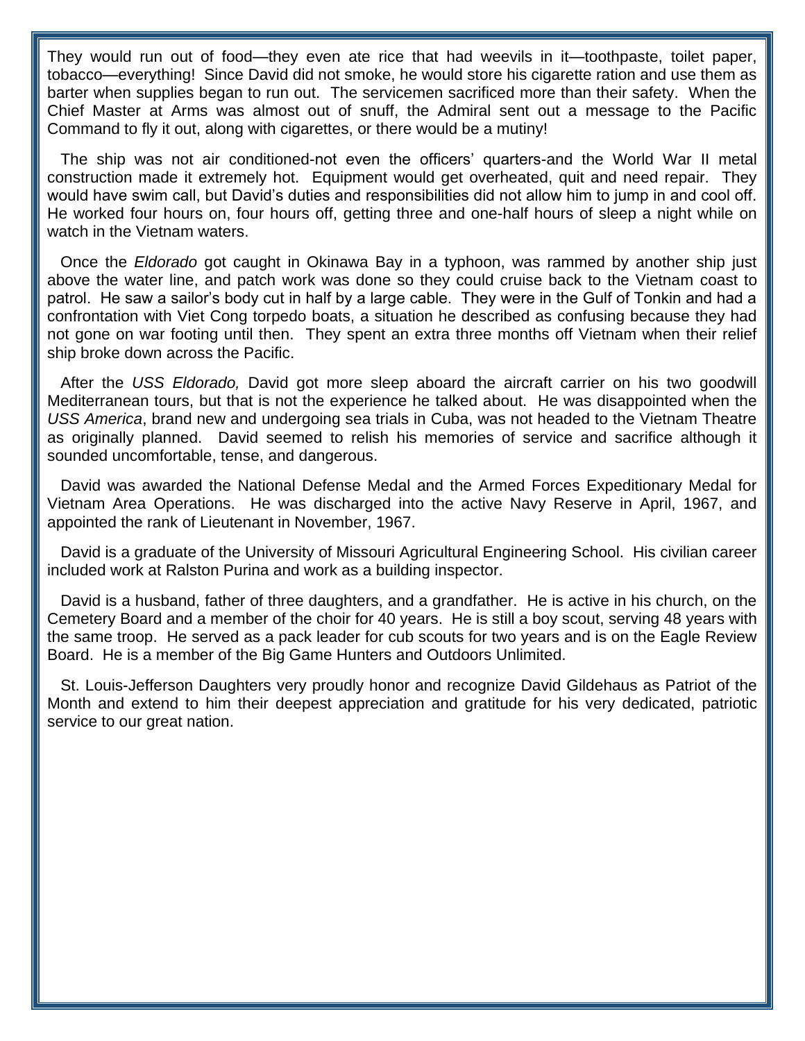They would run out of food—they even ate rice that had weevils in it—toothpaste, toilet paper, tobacco—everything! Since David did not smoke, he would store his cigarette ration and use them as barter when supplies began to run out. The servicemen sacrificed more than their safety. When the Chief Master at Arms was almost out of snuff, the Admiral sent out a message to the Pacific Command to fly it out, along with cigarettes, or there would be a mutiny!

The ship was not air conditioned-not even the officers' quarters-and the World War II metal construction made it extremely hot. Equipment would get overheated, quit and need repair. They would have swim call, but David's duties and responsibilities did not allow him to jump in and cool off. He worked four hours on, four hours off, getting three and one-half hours of sleep a night while on watch in the Vietnam waters.

Once the *Eldorado* got caught in Okinawa Bay in a typhoon, was rammed by another ship just above the water line, and patch work was done so they could cruise back to the Vietnam coast to patrol. He saw a sailor's body cut in half by a large cable. They were in the Gulf of Tonkin and had a confrontation with Viet Cong torpedo boats, a situation he described as confusing because they had not gone on war footing until then. They spent an extra three months off Vietnam when their relief ship broke down across the Pacific.

After the *USS Eldorado,* David got more sleep aboard the aircraft carrier on his two goodwill Mediterranean tours, but that is not the experience he talked about. He was disappointed when the *USS America*, brand new and undergoing sea trials in Cuba, was not headed to the Vietnam Theatre as originally planned. David seemed to relish his memories of service and sacrifice although it sounded uncomfortable, tense, and dangerous.

David was awarded the National Defense Medal and the Armed Forces Expeditionary Medal for Vietnam Area Operations. He was discharged into the active Navy Reserve in April, 1967, and appointed the rank of Lieutenant in November, 1967.

David is a graduate of the University of Missouri Agricultural Engineering School. His civilian career included work at Ralston Purina and work as a building inspector.

David is a husband, father of three daughters, and a grandfather. He is active in his church, on the Cemetery Board and a member of the choir for 40 years. He is still a boy scout, serving 48 years with the same troop. He served as a pack leader for cub scouts for two years and is on the Eagle Review Board. He is a member of the Big Game Hunters and Outdoors Unlimited.

St. Louis-Jefferson Daughters very proudly honor and recognize David Gildehaus as Patriot of the Month and extend to him their deepest appreciation and gratitude for his very dedicated, patriotic service to our great nation.